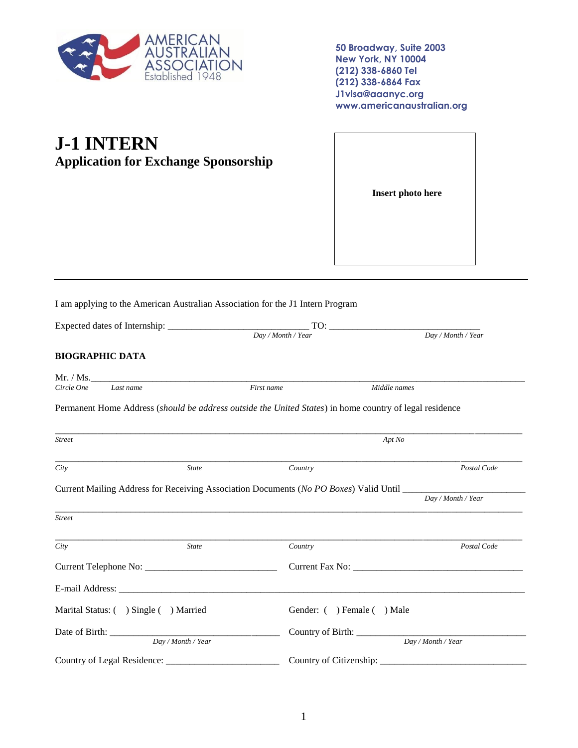AMERICAN AUSTRALIAN ASSOCIATION
Established 1948

**50 Broadway, Suite 2003**
**New York, NY 10004**
**(212) 338-6860 Tel**
**(212) 338-6864 Fax**
**J1visa@aaanyc.org**
**www.americanaustralian.org**

# J-1 INTERN

## Application for Exchange Sponsorship

**Insert photo here**

---

I am applying to the American Australian Association for the J1 Intern Program

Expected dates of Internship: ______________________________ TO: ________________________________
*Day / Month / Year* *Day / Month / Year*

**BIOGRAPHIC DATA**

Mr. / Ms.______________________________________________________________________________________
*Circle One* *Last name* *First name* *Middle names*

Permanent Home Address (*should be address outside the United States*) in home country of legal residence

_____________________________________________________________________________________________
*Street* *Apt No*

_____________________________________________________________________________________________
*City* *State* *Country* *Postal Code*

Current Mailing Address for Receiving Association Documents (*No PO Boxes*) Valid Until _______________________
*Day / Month / Year*

_____________________________________________________________________________________________
*Street*

_____________________________________________________________________________________________
*City* *State* *Country* *Postal Code*

Current Telephone No: ____________________________ Current Fax No: ____________________________________

E-mail Address: _______________________________________________________________________________

Marital Status: ( ) Single ( ) Married Gender: ( ) Female ( ) Male

Date of Birth: ____________________________________ Country of Birth: __________________________________
*Day / Month / Year* *Day / Month / Year*

Country of Legal Residence: ________________________ Country of Citizenship: ______________________________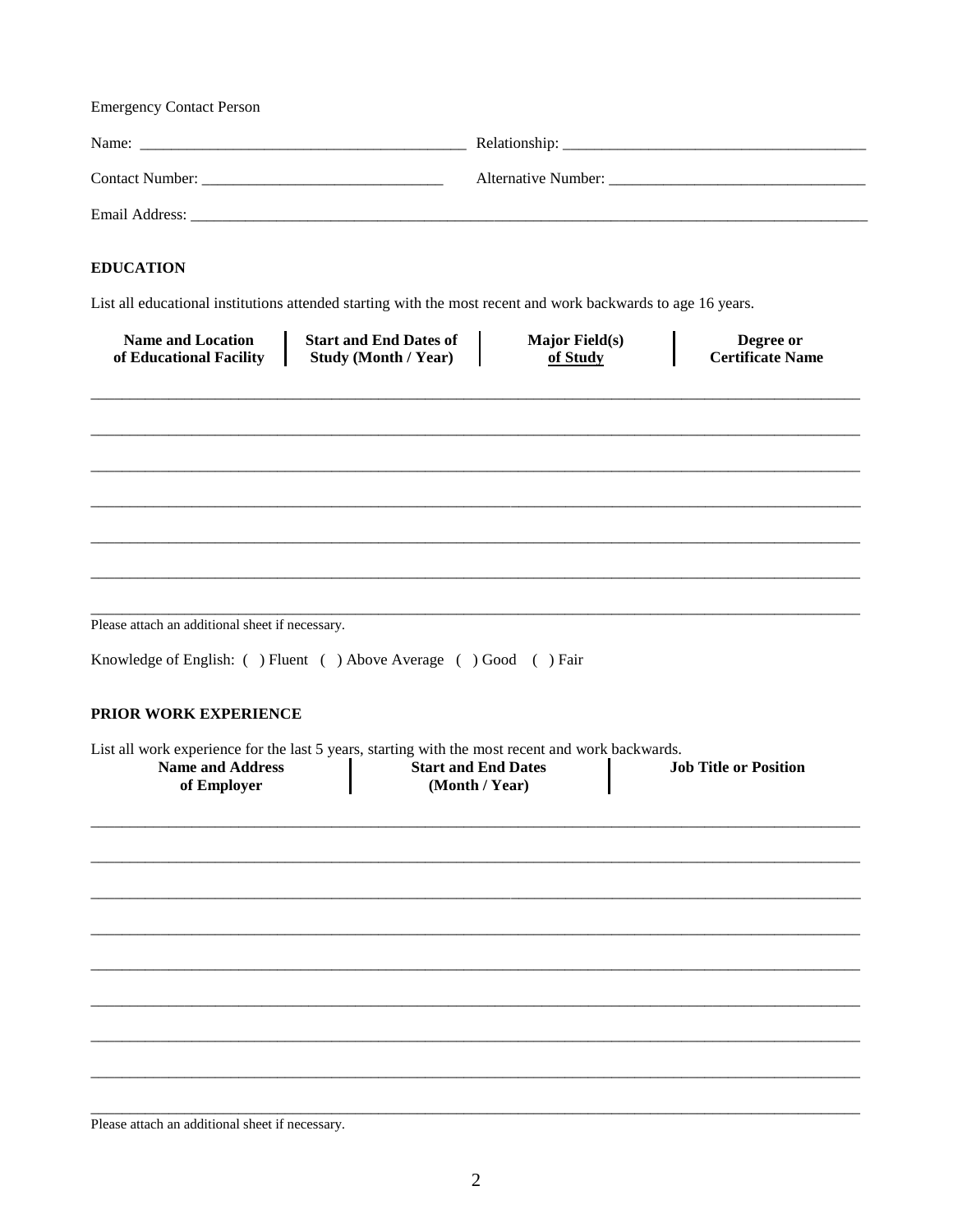Emergency Contact Person

Name: ________________________________________ Relationship: ____________________________________

Contact Number: ______________________________ Alternative Number: ________________________________

Email Address: ____________________________________________________________________________________

**EDUCATION**

List all educational institutions attended starting with the most recent and work backwards to age 16 years.

| Name and Location of Educational Facility | Start and End Dates of Study (Month / Year) | Major Field(s) of Study | Degree or Certificate Name |
|---|---|---|---|
| | | | |
| | | | |
| | | | |
| | | | |
| | | | |
| | | | |
| | | | |

Please attach an additional sheet if necessary.

Knowledge of English: ( ) Fluent ( ) Above Average ( ) Good ( ) Fair

**PRIOR WORK EXPERIENCE**

List all work experience for the last 5 years, starting with the most recent and work backwards.

| Name and Address of Employer | Start and End Dates (Month / Year) | Job Title or Position |
|---|---|---|
| | | |
| | | |
| | | |
| | | |
| | | |
| | | |
| | | |
| | | |
| | | |

Please attach an additional sheet if necessary.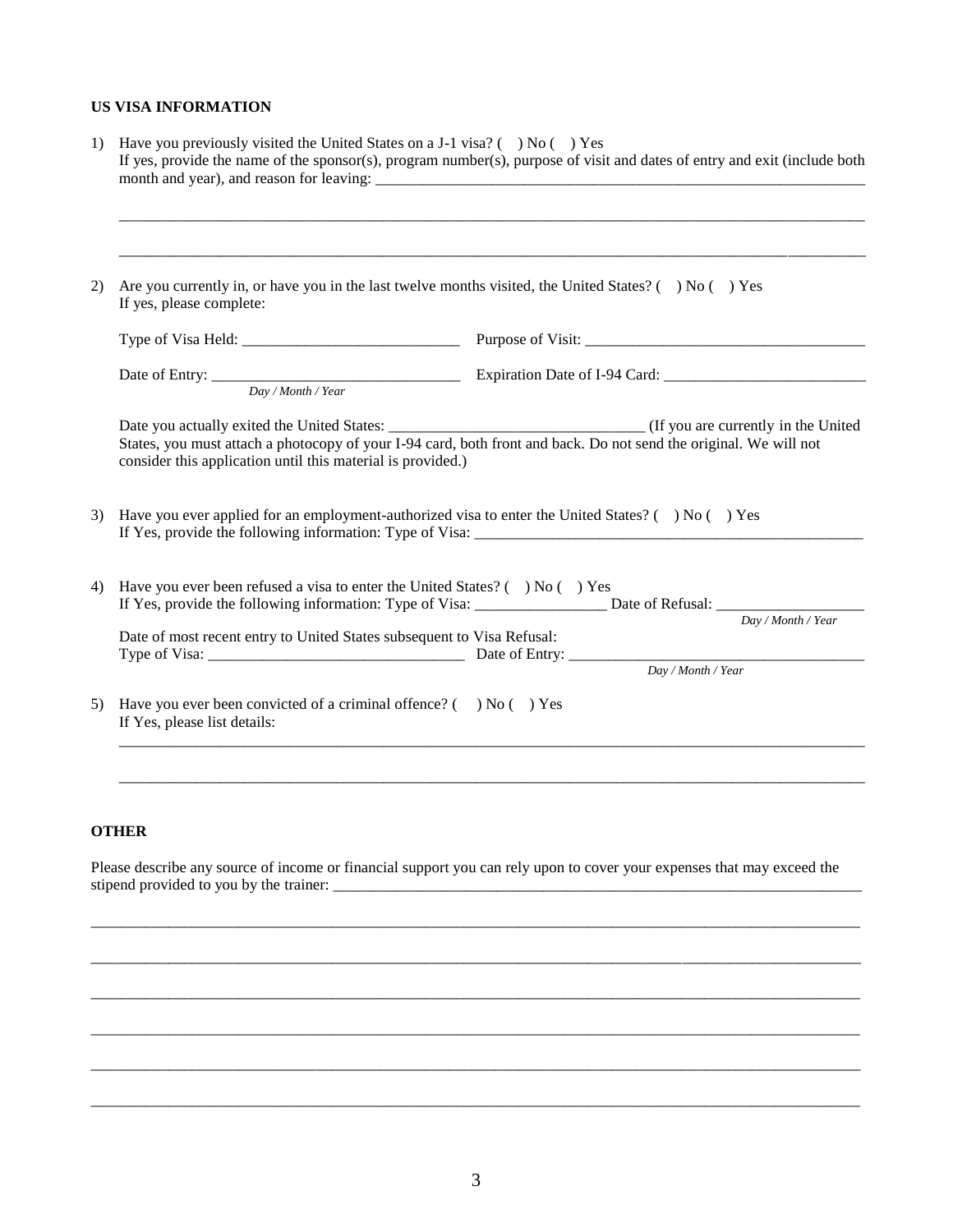**US VISA INFORMATION**

1) Have you previously visited the United States on a J-1 visa? (  ) No (  ) Yes
   If yes, provide the name of the sponsor(s), program number(s), purpose of visit and dates of entry and exit (include both month and year), and reason for leaving: ____________________________________________________________

   ____________________________________________________________________________________________

   ____________________________________________________________________________________________

2) Are you currently in, or have you in the last twelve months visited, the United States? (  ) No (  ) Yes
   If yes, please complete:

   Type of Visa Held: ____________________________ Purpose of Visit: ____________________________________

   Date of Entry: _______________________________ Expiration Date of I-94 Card: __________________________
   *Day / Month / Year*

   Date you actually exited the United States: ________________________________ (If you are currently in the United States, you must attach a photocopy of your I-94 card, both front and back. Do not send the original. We will not consider this application until this material is provided.)

3) Have you ever applied for an employment-authorized visa to enter the United States? (  ) No (  ) Yes
   If Yes, provide the following information: Type of Visa: ____________________________________________________

4) Have you ever been refused a visa to enter the United States? (  ) No (  ) Yes
   If Yes, provide the following information: Type of Visa: ________________ Date of Refusal: __________________
   *Day / Month / Year*

   Date of most recent entry to United States subsequent to Visa Refusal:
   Type of Visa: ________________________________ Date of Entry: ______________________________________
   *Day / Month / Year*

5) Have you ever been convicted of a criminal offence? (  ) No (  ) Yes
   If Yes, please list details:

   ____________________________________________________________________________________________

   ____________________________________________________________________________________________

**OTHER**

Please describe any source of income or financial support you can rely upon to cover your expenses that may exceed the stipend provided to you by the trainer: ______________________________________________________________________

______________________________________________________________________________________________

______________________________________________________________________________________________

______________________________________________________________________________________________

______________________________________________________________________________________________

______________________________________________________________________________________________

______________________________________________________________________________________________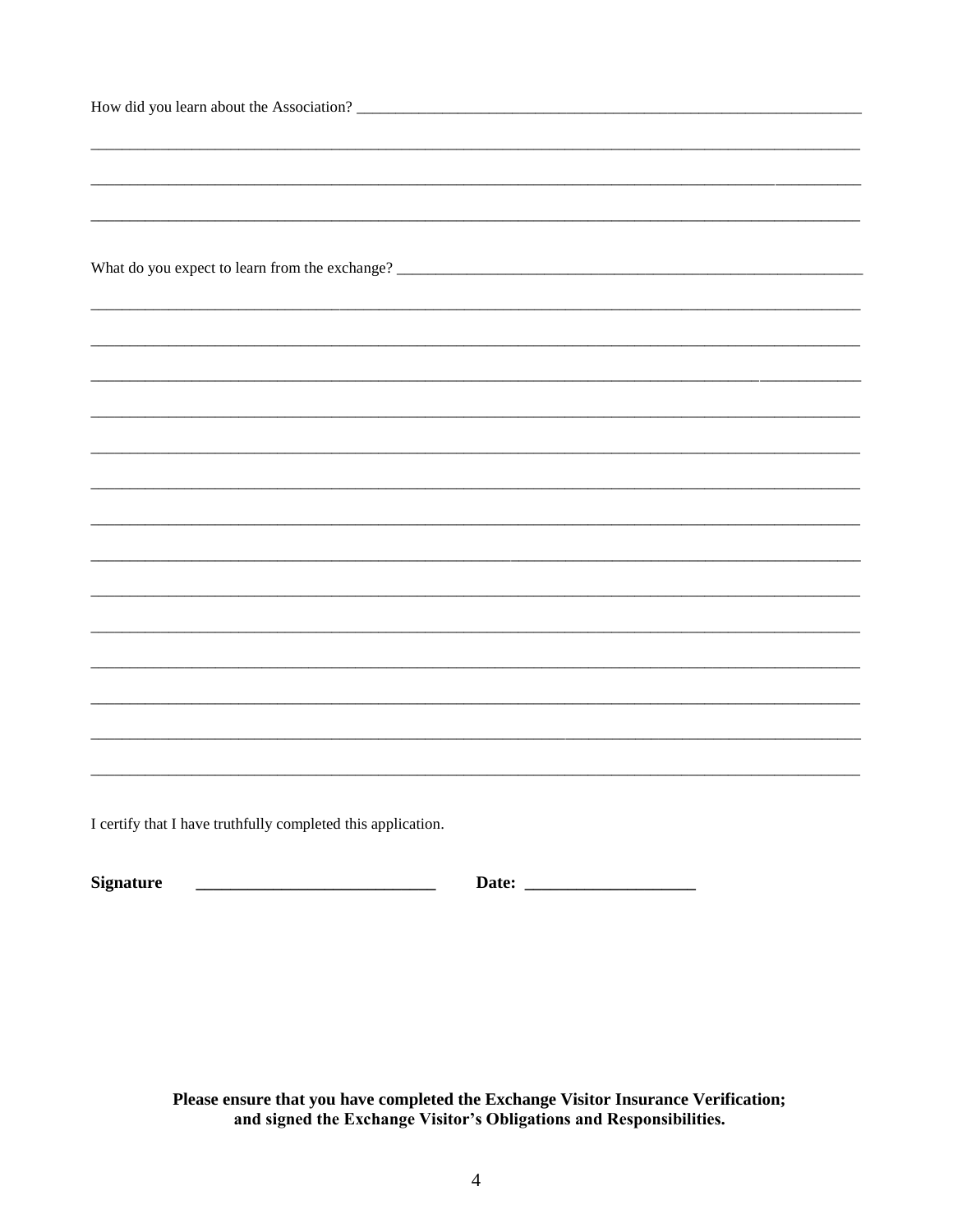How did you learn about the Association? ____________________________________________________________________

______________________________________________________________________________________________

______________________________________________________________________________________________

______________________________________________________________________________________________

What do you expect to learn from the exchange? _______________________________________________________________

______________________________________________________________________________________________

______________________________________________________________________________________________

______________________________________________________________________________________________

______________________________________________________________________________________________

______________________________________________________________________________________________

______________________________________________________________________________________________

______________________________________________________________________________________________

______________________________________________________________________________________________

______________________________________________________________________________________________

______________________________________________________________________________________________

______________________________________________________________________________________________

______________________________________________________________________________________________

______________________________________________________________________________________________

______________________________________________________________________________________________

I certify that I have truthfully completed this application.

**Signature** **____________________________** **Date: ___________________**

**Please ensure that you have completed the Exchange Visitor Insurance Verification; and signed the Exchange Visitor's Obligations and Responsibilities.**